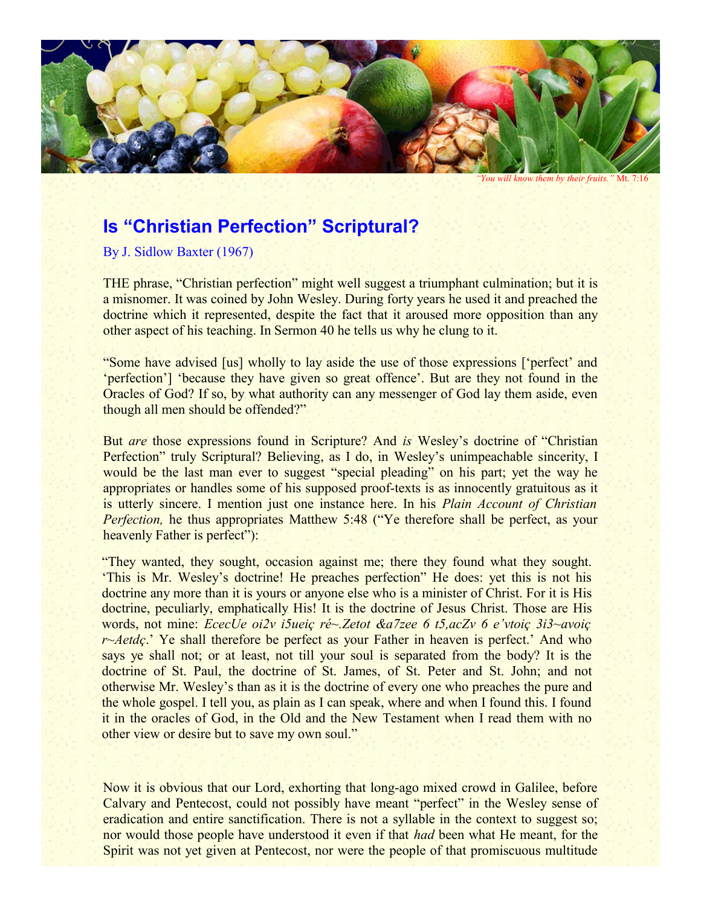*"You will know them by their fruits."* Mt. 7:16

# Is "Christian Perfection" Scriptural?

By J. Sidlow Baxter (1967)

THE phrase, "Christian perfection" might well suggest a triumphant culmination; but it is a misnomer. It was coined by John Wesley. During forty years he used it and preached the doctrine which it represented, despite the fact that it aroused more opposition than any other aspect of his teaching. In Sermon 40 he tells us why he clung to it.

"Some have advised [us] wholly to lay aside the use of those expressions ['perfect' and 'perfection'] 'because they have given so great offence'. But are they not found in the Oracles of God? If so, by what authority can any messenger of God lay them aside, even though all men should be offended?"

But *are* those expressions found in Scripture? And *is* Wesley's doctrine of "Christian Perfection" truly Scriptural? Believing, as I do, in Wesley's unimpeachable sincerity, I would be the last man ever to suggest "special pleading" on his part; yet the way he appropriates or handles some of his supposed proof-texts is as innocently gratuitous as it is utterly sincere. I mention just one instance here. In his *Plain Account of Christian Perfection,* he thus appropriates Matthew 5:48 ("Ye therefore shall be perfect, as your heavenly Father is perfect"):

"They wanted, they sought, occasion against me; there they found what they sought. 'This is Mr. Wesley's doctrine! He preaches perfection" He does: yet this is not his doctrine any more than it is yours or anyone else who is a minister of Christ. For it is His doctrine, peculiarly, emphatically His! It is the doctrine of Jesus Christ. Those are His words, not mine: *EcecUe oi2v i5ueiç ré~.Zetot &a7zee 6 t5,acZv 6 e'vtoiç 3i3~avoiç r~Aetdç*.' Ye shall therefore be perfect as your Father in heaven is perfect.' And who says ye shall not; or at least, not till your soul is separated from the body? It is the doctrine of St. Paul, the doctrine of St. James, of St. Peter and St. John; and not otherwise Mr. Wesley's than as it is the doctrine of every one who preaches the pure and the whole gospel. I tell you, as plain as I can speak, where and when I found this. I found it in the oracles of God, in the Old and the New Testament when I read them with no other view or desire but to save my own soul."

Now it is obvious that our Lord, exhorting that long-ago mixed crowd in Galilee, before Calvary and Pentecost, could not possibly have meant "perfect" in the Wesley sense of eradication and entire sanctification. There is not a syllable in the context to suggest so; nor would those people have understood it even if that *had* been what He meant, for the Spirit was not yet given at Pentecost, nor were the people of that promiscuous multitude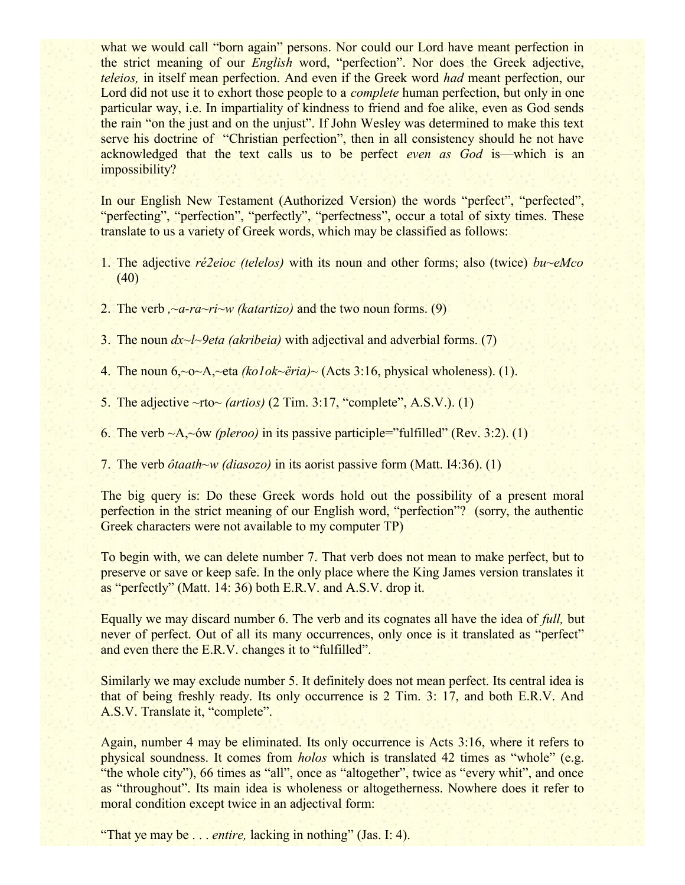what we would call "born again" persons. Nor could our Lord have meant perfection in the strict meaning of our *English* word, "perfection". Nor does the Greek adjective, *teleios,* in itself mean perfection. And even if the Greek word *had* meant perfection, our Lord did not use it to exhort those people to a *complete* human perfection, but only in one particular way, i.e. In impartiality of kindness to friend and foe alike, even as God sends the rain "on the just and on the unjust". If John Wesley was determined to make this text serve his doctrine of "Christian perfection", then in all consistency should he not have acknowledged that the text calls us to be perfect *even as God* is—which is an impossibility?

In our English New Testament (Authorized Version) the words "perfect", "perfected", "perfecting", "perfection", "perfectly", "perfectness", occur a total of sixty times. These translate to us a variety of Greek words, which may be classified as follows:

1. The adjective *ré2eioc (telelos)* with its noun and other forms; also (twice) *bu~eMco* (40)

2. The verb *,~a-ra~ri~w (katartizo)* and the two noun forms. (9)

3. The noun *dx~l~9eta (akribeia)* with adjectival and adverbial forms. (7)

4. The noun 6,~o~A,~eta *(ko1ok~ëria)~* (Acts 3:16, physical wholeness). (1).

5. The adjective ~rto~ *(artios)* (2 Tim. 3:17, "complete", A.S.V.). (1)

6. The verb ~A,~ów *(pleroo)* in its passive participle="fulfilled" (Rev. 3:2). (1)

7. The verb *ôtaath~w (diasozo)* in its aorist passive form (Matt. I4:36). (1)

The big query is: Do these Greek words hold out the possibility of a present moral perfection in the strict meaning of our English word, "perfection"? (sorry, the authentic Greek characters were not available to my computer TP)

To begin with, we can delete number 7. That verb does not mean to make perfect, but to preserve or save or keep safe. In the only place where the King James version translates it as "perfectly" (Matt. 14: 36) both E.R.V. and A.S.V. drop it.

Equally we may discard number 6. The verb and its cognates all have the idea of *full,* but never of perfect. Out of all its many occurrences, only once is it translated as "perfect" and even there the E.R.V. changes it to "fulfilled".

Similarly we may exclude number 5. It definitely does not mean perfect. Its central idea is that of being freshly ready. Its only occurrence is 2 Tim. 3: 17, and both E.R.V. And A.S.V. Translate it, "complete".

Again, number 4 may be eliminated. Its only occurrence is Acts 3:16, where it refers to physical soundness. It comes from *holos* which is translated 42 times as "whole" (e.g. "the whole city"), 66 times as "all", once as "altogether", twice as "every whit", and once as "throughout". Its main idea is wholeness or altogetherness. Nowhere does it refer to moral condition except twice in an adjectival form:

"That ye may be . . . *entire,* lacking in nothing" (Jas. I: 4).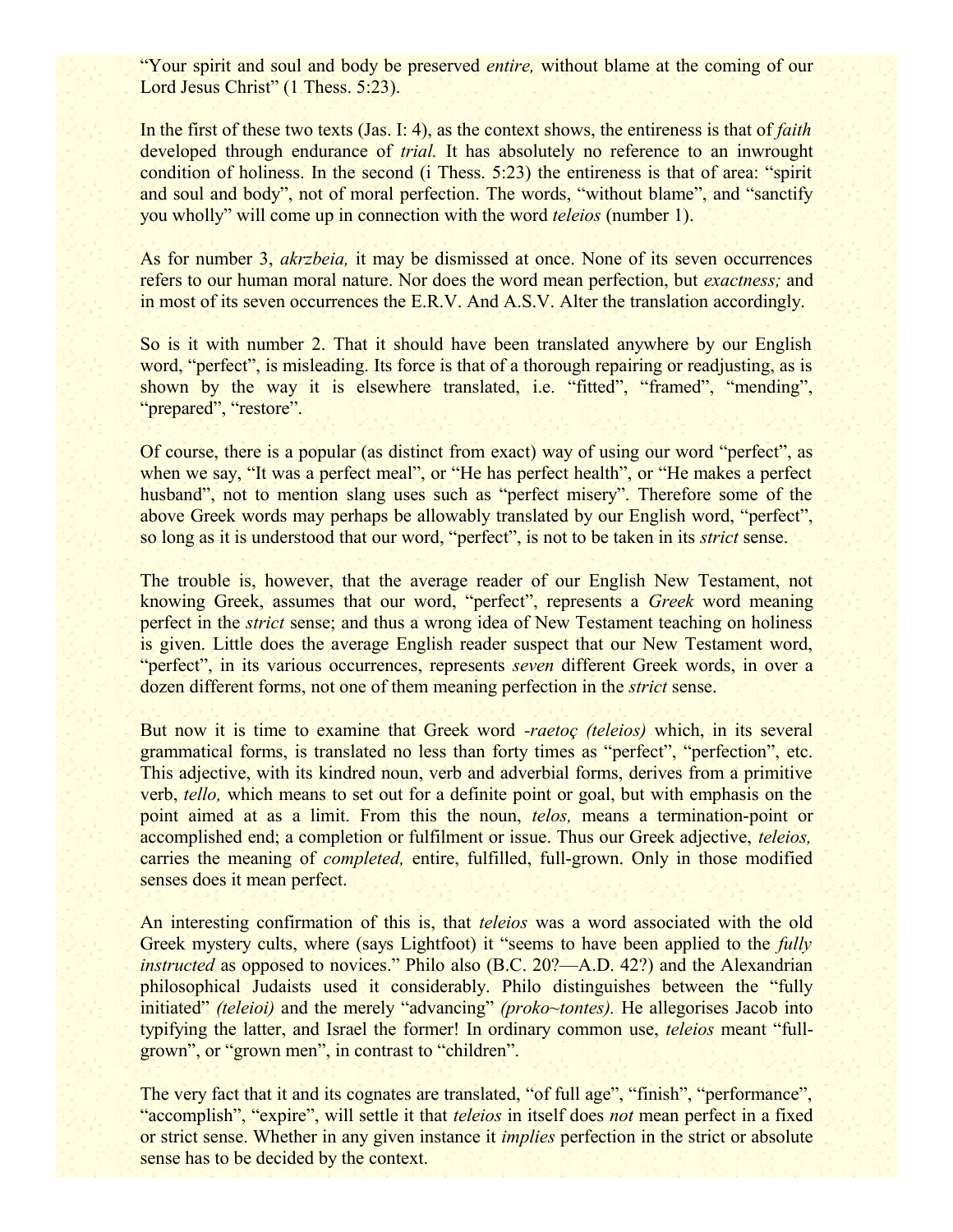"Your spirit and soul and body be preserved *entire,* without blame at the coming of our Lord Jesus Christ" (1 Thess. 5:23).

In the first of these two texts (Jas. I: 4), as the context shows, the entireness is that of *faith* developed through endurance of *trial.* It has absolutely no reference to an inwrought condition of holiness. In the second (i Thess. 5:23) the entireness is that of area: "spirit and soul and body", not of moral perfection. The words, "without blame", and "sanctify you wholly" will come up in connection with the word *teleios* (number 1).

As for number 3, *akrzbeia,* it may be dismissed at once. None of its seven occurrences refers to our human moral nature. Nor does the word mean perfection, but *exactness;* and in most of its seven occurrences the E.R.V. And A.S.V. Alter the translation accordingly.

So is it with number 2. That it should have been translated anywhere by our English word, "perfect", is misleading. Its force is that of a thorough repairing or readjusting, as is shown by the way it is elsewhere translated, i.e. "fitted", "framed", "mending", "prepared", "restore".

Of course, there is a popular (as distinct from exact) way of using our word "perfect", as when we say, "It was a perfect meal", or "He has perfect health", or "He makes a perfect husband", not to mention slang uses such as "perfect misery". Therefore some of the above Greek words may perhaps be allowably translated by our English word, "perfect", so long as it is understood that our word, "perfect", is not to be taken in its *strict* sense.

The trouble is, however, that the average reader of our English New Testament, not knowing Greek, assumes that our word, "perfect", represents a *Greek* word meaning perfect in the *strict* sense; and thus a wrong idea of New Testament teaching on holiness is given. Little does the average English reader suspect that our New Testament word, "perfect", in its various occurrences, represents *seven* different Greek words, in over a dozen different forms, not one of them meaning perfection in the *strict* sense.

But now it is time to examine that Greek word *-raetoç (teleios)* which, in its several grammatical forms, is translated no less than forty times as "perfect", "perfection", etc. This adjective, with its kindred noun, verb and adverbial forms, derives from a primitive verb, *tello,* which means to set out for a definite point or goal, but with emphasis on the point aimed at as a limit. From this the noun, *telos,* means a termination-point or accomplished end; a completion or fulfilment or issue. Thus our Greek adjective, *teleios,* carries the meaning of *completed,* entire, fulfilled, full-grown. Only in those modified senses does it mean perfect.

An interesting confirmation of this is, that *teleios* was a word associated with the old Greek mystery cults, where (says Lightfoot) it "seems to have been applied to the *fully instructed* as opposed to novices." Philo also (B.C. 20?—A.D. 42?) and the Alexandrian philosophical Judaists used it considerably. Philo distinguishes between the "fully initiated" *(teleioi)* and the merely "advancing" *(proko~tontes).* He allegorises Jacob into typifying the latter, and Israel the former! In ordinary common use, *teleios* meant "full-grown", or "grown men", in contrast to "children".

The very fact that it and its cognates are translated, "of full age", "finish", "performance", "accomplish", "expire", will settle it that *teleios* in itself does *not* mean perfect in a fixed or strict sense. Whether in any given instance it *implies* perfection in the strict or absolute sense has to be decided by the context.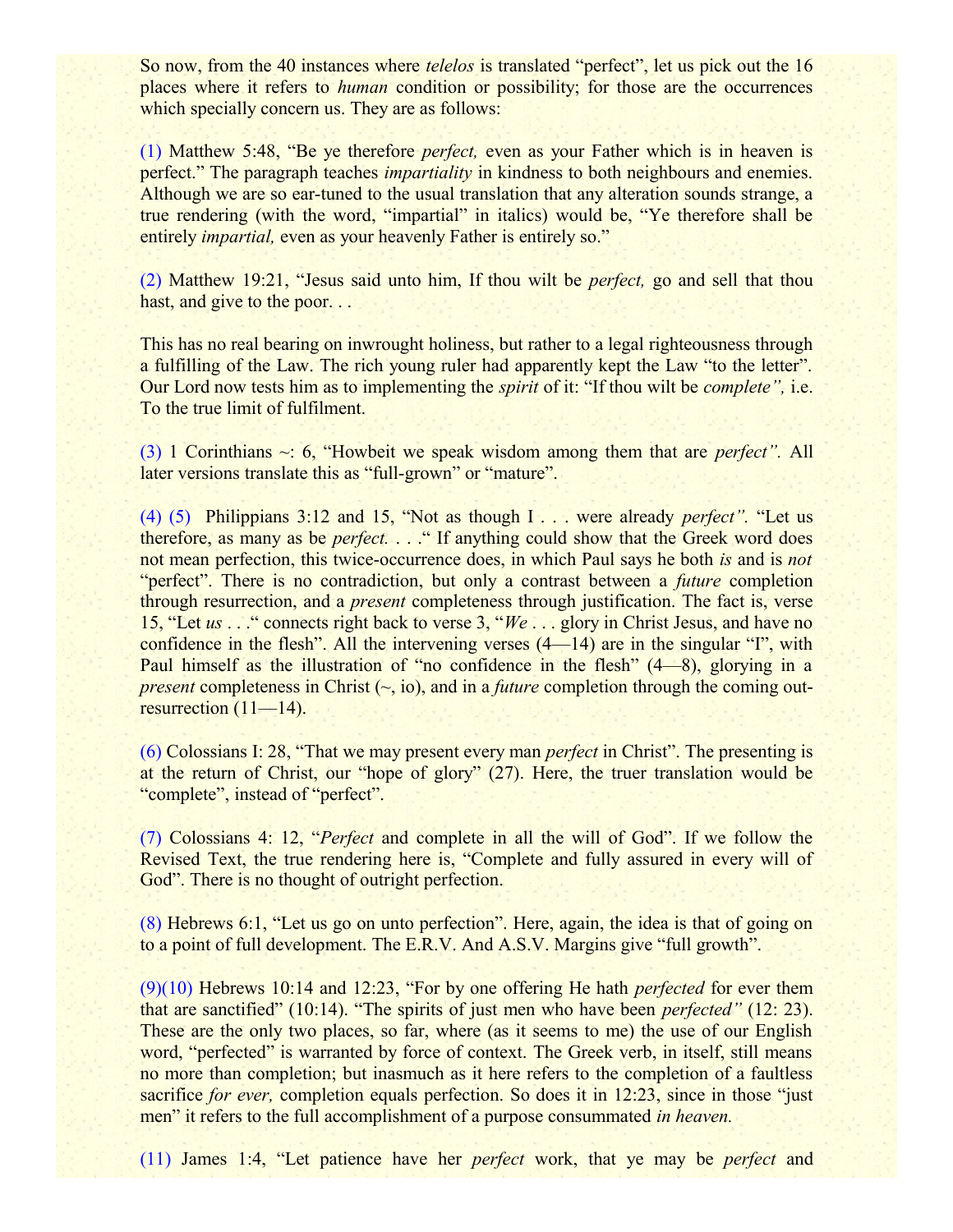So now, from the 40 instances where *telelos* is translated "perfect", let us pick out the 16 places where it refers to *human* condition or possibility; for those are the occurrences which specially concern us. They are as follows:

(1) Matthew 5:48, "Be ye therefore *perfect,* even as your Father which is in heaven is perfect." The paragraph teaches *impartiality* in kindness to both neighbours and enemies. Although we are so ear-tuned to the usual translation that any alteration sounds strange, a true rendering (with the word, "impartial" in italics) would be, "Ye therefore shall be entirely *impartial,* even as your heavenly Father is entirely so."

(2) Matthew 19:21, "Jesus said unto him, If thou wilt be *perfect,* go and sell that thou hast, and give to the poor. . .

This has no real bearing on inwrought holiness, but rather to a legal righteousness through a fulfilling of the Law. The rich young ruler had apparently kept the Law "to the letter". Our Lord now tests him as to implementing the *spirit* of it: "If thou wilt be *complete",* i.e. To the true limit of fulfilment.

(3) 1 Corinthians ~: 6, "Howbeit we speak wisdom among them that are *perfect".* All later versions translate this as "full-grown" or "mature".

(4) (5) Philippians 3:12 and 15, "Not as though I . . . were already *perfect".* "Let us therefore, as many as be *perfect.* . . ." If anything could show that the Greek word does not mean perfection, this twice-occurrence does, in which Paul says he both *is* and is *not* "perfect". There is no contradiction, but only a contrast between a *future* completion through resurrection, and a *present* completeness through justification. The fact is, verse 15, "Let *us* . . ." connects right back to verse 3, "*We* . . . glory in Christ Jesus, and have no confidence in the flesh". All the intervening verses (4—14) are in the singular "I", with Paul himself as the illustration of "no confidence in the flesh" (4—8), glorying in a *present* completeness in Christ (~, io), and in a *future* completion through the coming out-resurrection (11—14).

(6) Colossians I: 28, "That we may present every man *perfect* in Christ". The presenting is at the return of Christ, our "hope of glory" (27). Here, the truer translation would be "complete", instead of "perfect".

(7) Colossians 4: 12, "*Perfect* and complete in all the will of God". If we follow the Revised Text, the true rendering here is, "Complete and fully assured in every will of God". There is no thought of outright perfection.

(8) Hebrews 6:1, "Let us go on unto perfection". Here, again, the idea is that of going on to a point of full development. The E.R.V. And A.S.V. Margins give "full growth".

(9)(10) Hebrews 10:14 and 12:23, "For by one offering He hath *perfected* for ever them that are sanctified" (10:14). "The spirits of just men who have been *perfected"* (12: 23). These are the only two places, so far, where (as it seems to me) the use of our English word, "perfected" is warranted by force of context. The Greek verb, in itself, still means no more than completion; but inasmuch as it here refers to the completion of a faultless sacrifice *for ever,* completion equals perfection. So does it in 12:23, since in those "just men" it refers to the full accomplishment of a purpose consummated *in heaven.*

(11) James 1:4, "Let patience have her *perfect* work, that ye may be *perfect* and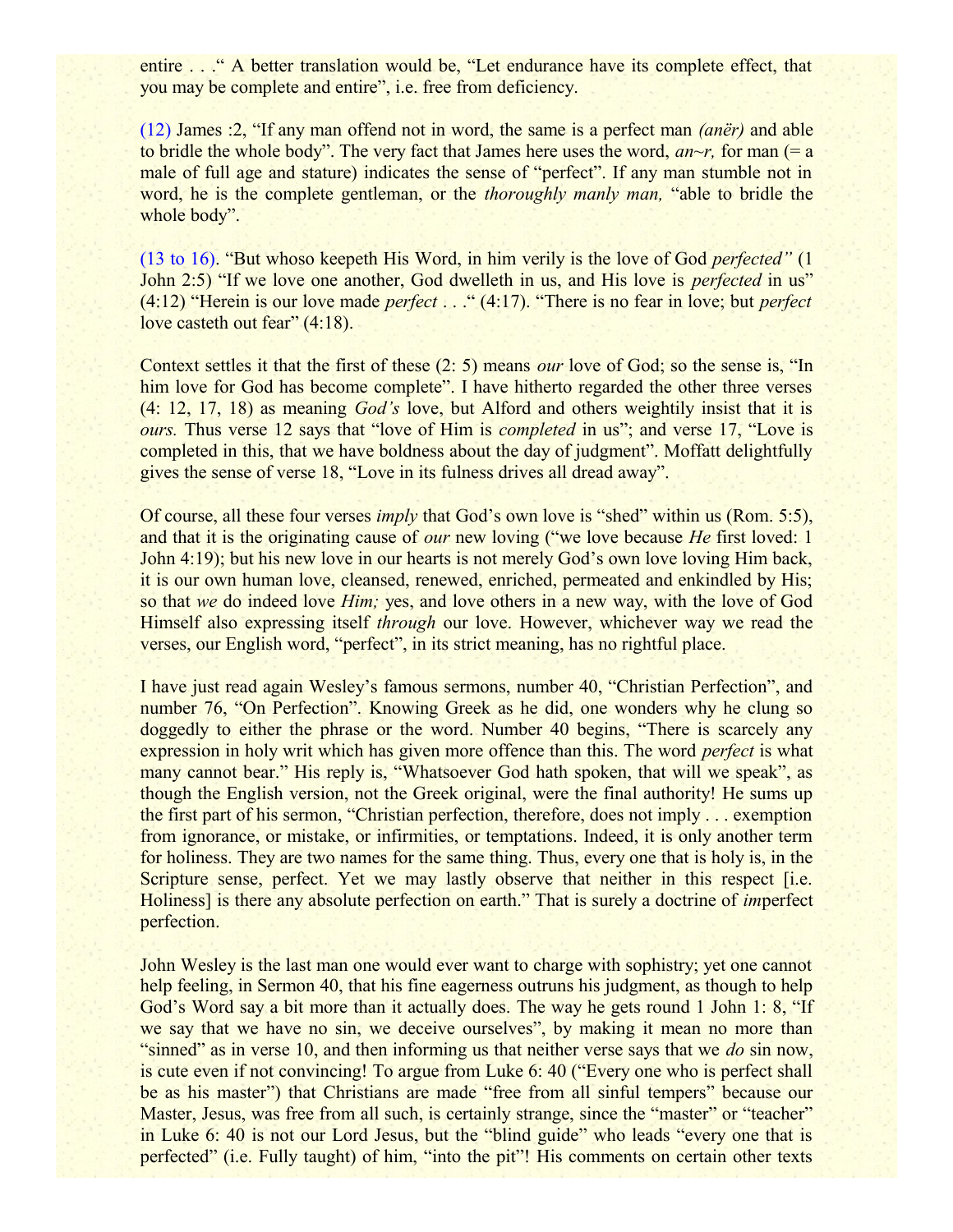entire . . ." A better translation would be, "Let endurance have its complete effect, that you may be complete and entire", i.e. free from deficiency.

(12) James :2, "If any man offend not in word, the same is a perfect man *(anër)* and able to bridle the whole body". The very fact that James here uses the word, *an~r,* for man (= a male of full age and stature) indicates the sense of "perfect". If any man stumble not in word, he is the complete gentleman, or the *thoroughly manly man,* "able to bridle the whole body".

(13 to 16). "But whoso keepeth His Word, in him verily is the love of God *perfected"* (1 John 2:5) "If we love one another, God dwelleth in us, and His love is *perfected* in us" (4:12) "Herein is our love made *perfect* . . ." (4:17). "There is no fear in love; but *perfect* love casteth out fear" (4:18).

Context settles it that the first of these (2: 5) means *our* love of God; so the sense is, "In him love for God has become complete". I have hitherto regarded the other three verses (4: 12, 17, 18) as meaning *God's* love, but Alford and others weightily insist that it is *ours.* Thus verse 12 says that "love of Him is *completed* in us"; and verse 17, "Love is completed in this, that we have boldness about the day of judgment". Moffatt delightfully gives the sense of verse 18, "Love in its fulness drives all dread away".

Of course, all these four verses *imply* that God's own love is "shed" within us (Rom. 5:5), and that it is the originating cause of *our* new loving ("we love because *He* first loved: 1 John 4:19); but his new love in our hearts is not merely God's own love loving Him back, it is our own human love, cleansed, renewed, enriched, permeated and enkindled by His; so that *we* do indeed love *Him;* yes, and love others in a new way, with the love of God Himself also expressing itself *through* our love. However, whichever way we read the verses, our English word, "perfect", in its strict meaning, has no rightful place.

I have just read again Wesley's famous sermons, number 40, "Christian Perfection", and number 76, "On Perfection". Knowing Greek as he did, one wonders why he clung so doggedly to either the phrase or the word. Number 40 begins, "There is scarcely any expression in holy writ which has given more offence than this. The word *perfect* is what many cannot bear." His reply is, "Whatsoever God hath spoken, that will we speak", as though the English version, not the Greek original, were the final authority! He sums up the first part of his sermon, "Christian perfection, therefore, does not imply . . . exemption from ignorance, or mistake, or infirmities, or temptations. Indeed, it is only another term for holiness. They are two names for the same thing. Thus, every one that is holy is, in the Scripture sense, perfect. Yet we may lastly observe that neither in this respect [i.e. Holiness] is there any absolute perfection on earth." That is surely a doctrine of *im*perfect perfection.

John Wesley is the last man one would ever want to charge with sophistry; yet one cannot help feeling, in Sermon 40, that his fine eagerness outruns his judgment, as though to help God's Word say a bit more than it actually does. The way he gets round 1 John 1: 8, "If we say that we have no sin, we deceive ourselves", by making it mean no more than "sinned" as in verse 10, and then informing us that neither verse says that we *do* sin now, is cute even if not convincing! To argue from Luke 6: 40 ("Every one who is perfect shall be as his master") that Christians are made "free from all sinful tempers" because our Master, Jesus, was free from all such, is certainly strange, since the "master" or "teacher" in Luke 6: 40 is not our Lord Jesus, but the "blind guide" who leads "every one that is perfected" (i.e. Fully taught) of him, "into the pit"! His comments on certain other texts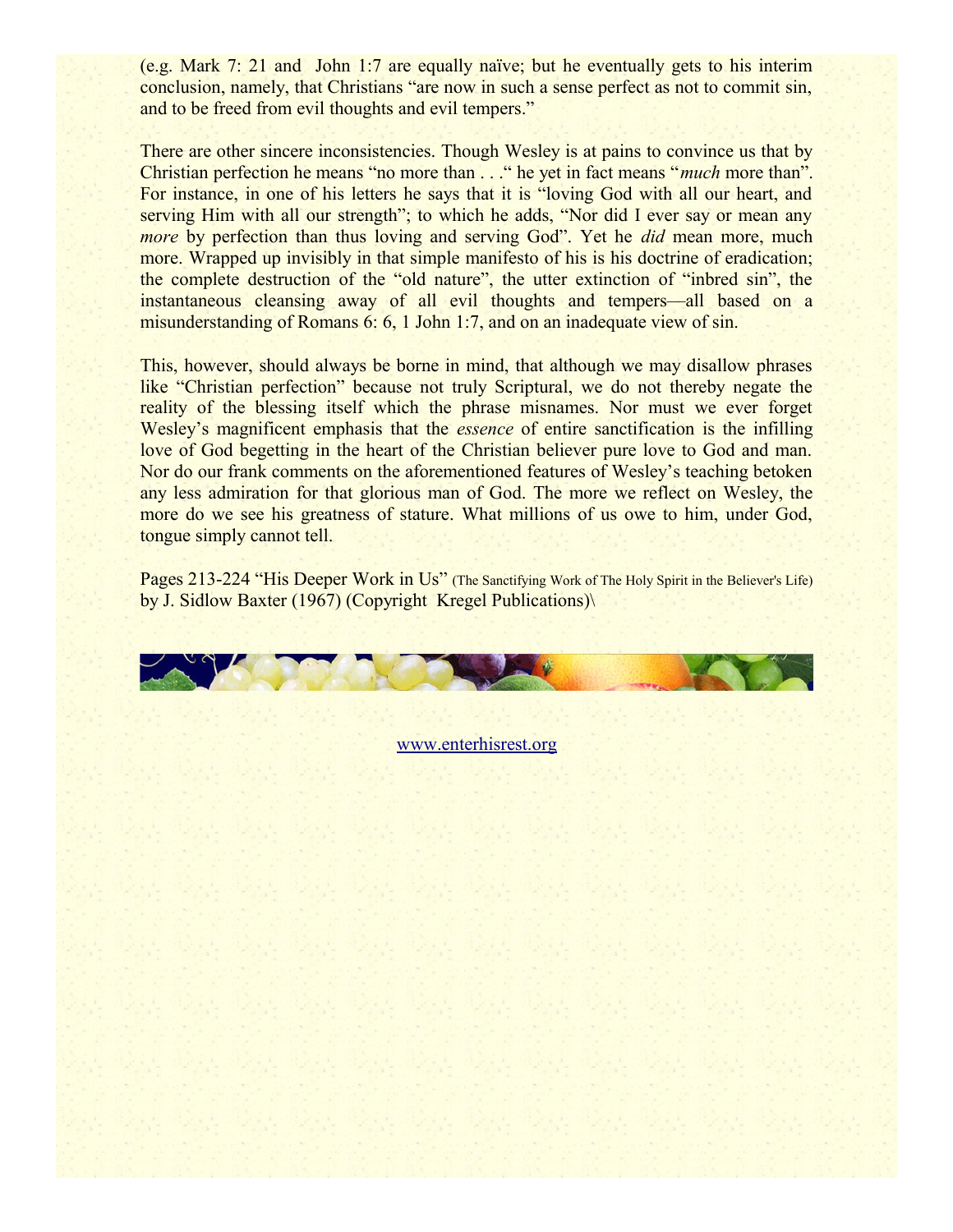(e.g. Mark 7: 21 and John 1:7 are equally naïve; but he eventually gets to his interim conclusion, namely, that Christians "are now in such a sense perfect as not to commit sin, and to be freed from evil thoughts and evil tempers."

There are other sincere inconsistencies. Though Wesley is at pains to convince us that by Christian perfection he means "no more than . . ." he yet in fact means "*much* more than". For instance, in one of his letters he says that it is "loving God with all our heart, and serving Him with all our strength"; to which he adds, "Nor did I ever say or mean any *more* by perfection than thus loving and serving God". Yet he *did* mean more, much more. Wrapped up invisibly in that simple manifesto of his is his doctrine of eradication; the complete destruction of the "old nature", the utter extinction of "inbred sin", the instantaneous cleansing away of all evil thoughts and tempers—all based on a misunderstanding of Romans 6: 6, 1 John 1:7, and on an inadequate view of sin.

This, however, should always be borne in mind, that although we may disallow phrases like "Christian perfection" because not truly Scriptural, we do not thereby negate the reality of the blessing itself which the phrase misnames. Nor must we ever forget Wesley's magnificent emphasis that the *essence* of entire sanctification is the infilling love of God begetting in the heart of the Christian believer pure love to God and man. Nor do our frank comments on the aforementioned features of Wesley's teaching betoken any less admiration for that glorious man of God. The more we reflect on Wesley, the more do we see his greatness of stature. What millions of us owe to him, under God, tongue simply cannot tell.

Pages 213-224 "His Deeper Work in Us" (The Sanctifying Work of The Holy Spirit in the Believer's Life) by J. Sidlow Baxter (1967) (Copyright Kregel Publications)\

www.enterhisrest.org